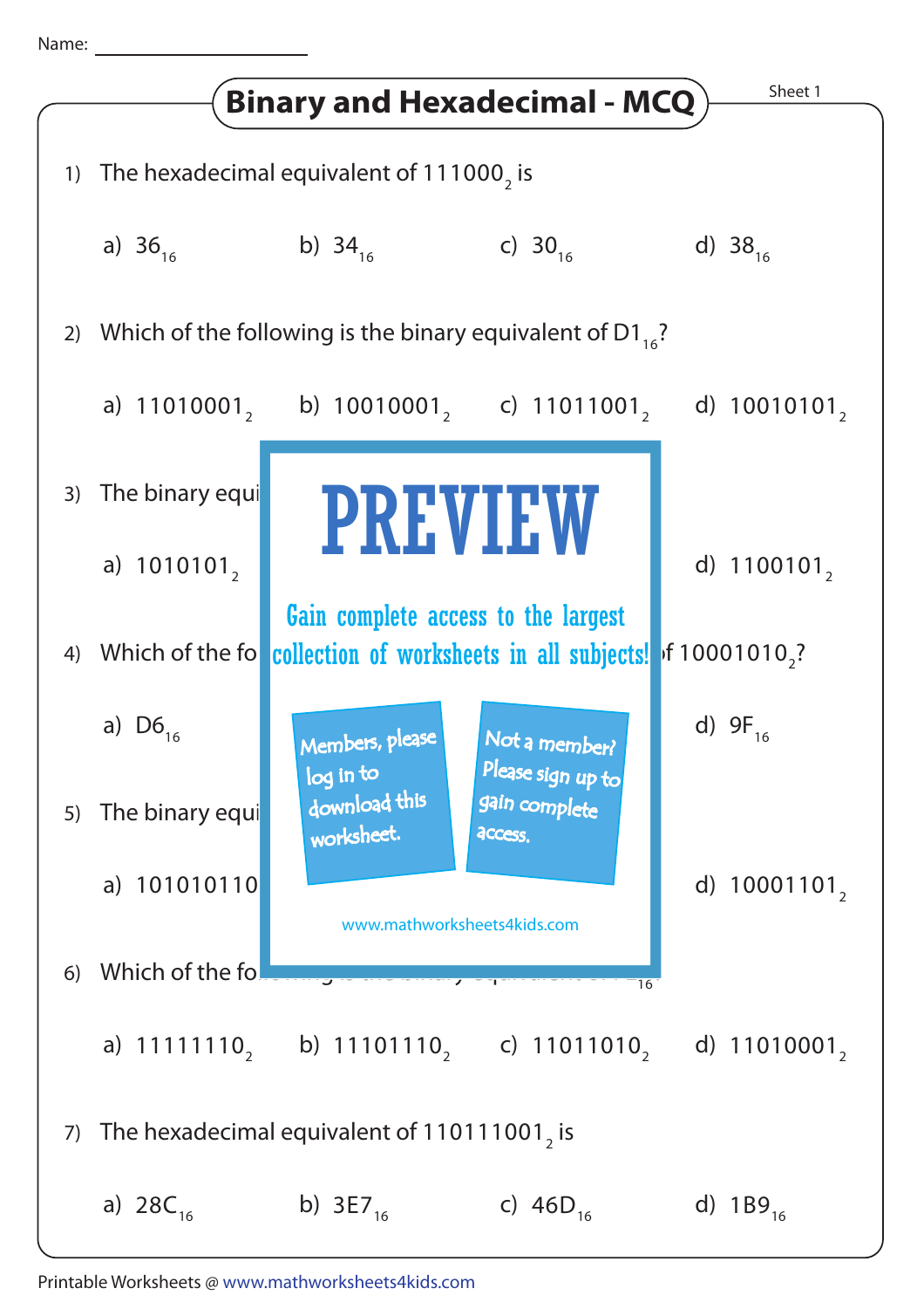Name: ______________

# Binary and Hexadecimal - MCQ

Sheet 1

1) The hexadecimal equivalent of $111000_2$ is

a) $36_{16}$  b) $34_{16}$  c) $30_{16}$  d) $38_{16}$

2) Which of the following is the binary equivalent of $D1_{16}$?

a) $11010001_2$  b) $10010001_2$  c) $11011001_2$  d) $10010101_2$

3) The binary equi

a) $1010101_2$  d) $1100101_2$

PREVIEW

Gain complete access to the largest collection of worksheets in all subjects!

Members, please log in to download this worksheet.

Not a member? Please sign up to gain complete access.

www.mathworksheets4kids.com

4) Which of the fo ... f $10001010_2$?

a) $D6_{16}$  d) $9F_{16}$

5) The binary equi

a) 101010110  d) $10001101_2$

6) Which of the fo ... $_{16}$

a) $11111110_2$  b) $11101110_2$  c) $11011010_2$  d) $11010001_2$

7) The hexadecimal equivalent of $110111001_2$ is

a) $28C_{16}$  b) $3E7_{16}$  c) $46D_{16}$  d) $1B9_{16}$

Printable Worksheets @ www.mathworksheets4kids.com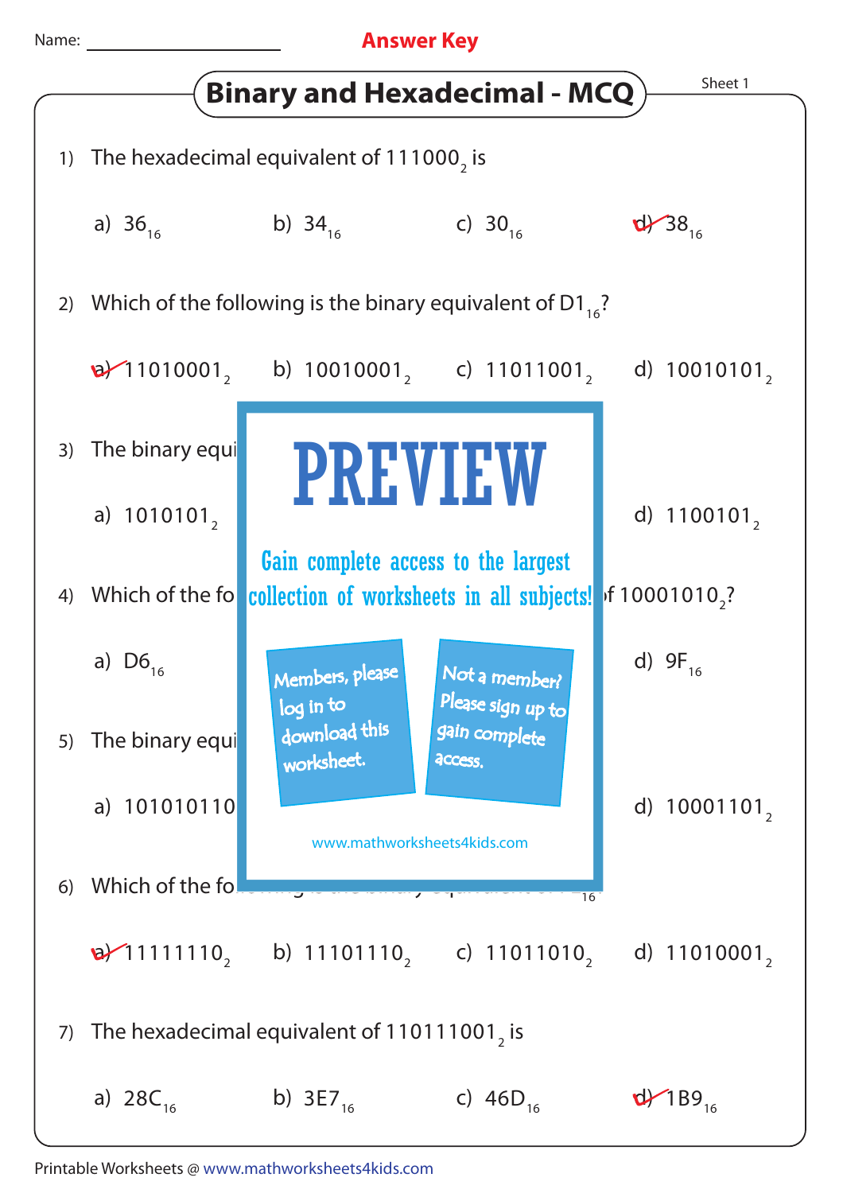Name: ________________ **Answer Key**

# Binary and Hexadecimal - MCQ

Sheet 1

1) The hexadecimal equivalent of $111000_2$ is

a) $36_{16}$ b) $34_{16}$ c) $30_{16}$ d) $38_{16}$ ✓

2) Which of the following is the binary equivalent of $D1_{16}$?

a) $11010001_2$ ✓ b) $10010001_2$ c) $11011001_2$ d) $10010101_2$

3) The binary equi

a) $1010101_2$ d) $1100101_2$

4) Which of the fo f $10001010_2$?

a) $D6_{16}$ d) $9F_{16}$

5) The binary equi

a) 101010110 d) $10001101_2$

6) Which of the fo $_{16}$

a) $11111110_2$ ✓ b) $11101110_2$ c) $11011010_2$ d) $11010001_2$

7) The hexadecimal equivalent of $110111001_2$ is

a) $28C_{16}$ b) $3E7_{16}$ c) $46D_{16}$ d) $1B9_{16}$ ✓

PREVIEW

Gain complete access to the largest collection of worksheets in all subjects!

Members, please log in to download this worksheet.

Not a member? Please sign up to gain complete access.

www.mathworksheets4kids.com

Printable Worksheets @ www.mathworksheets4kids.com